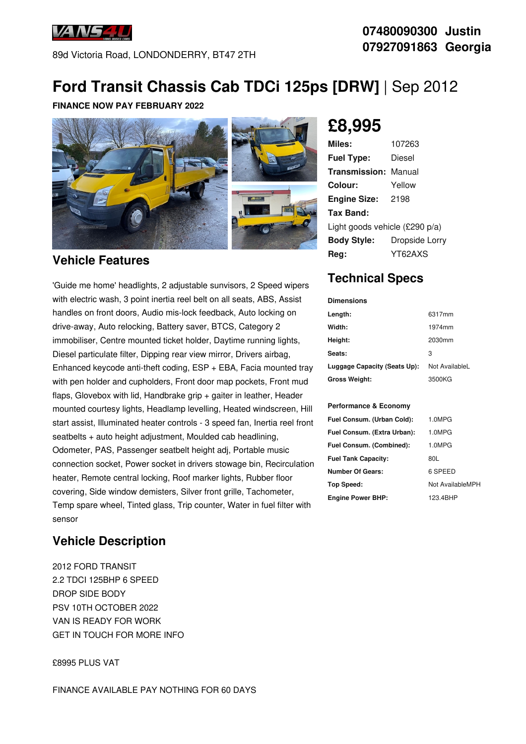VANS4U

89d Victoria Road, LONDONDERRY, BT47 2TH

**07480090300 Justin**
**07927091863 Georgia**

# Ford Transit Chassis Cab TDCi 125ps [DRW] | Sep 2012

**FINANCE NOW PAY FEBRUARY 2022**

## £8,995

| | |
|---|---|
| **Miles:** | 107263 |
| **Fuel Type:** | Diesel |
| **Transmission:** | Manual |
| **Colour:** | Yellow |
| **Engine Size:** | 2198 |
| **Tax Band:** | Light goods vehicle (£290 p/a) |
| **Body Style:** | Dropside Lorry |
| **Reg:** | YT62AXS |

## Vehicle Features

'Guide me home' headlights, 2 adjustable sunvisors, 2 Speed wipers with electric wash, 3 point inertia reel belt on all seats, ABS, Assist handles on front doors, Audio mis-lock feedback, Auto locking on drive-away, Auto relocking, Battery saver, BTCS, Category 2 immobiliser, Centre mounted ticket holder, Daytime running lights, Diesel particulate filter, Dipping rear view mirror, Drivers airbag, Enhanced keycode anti-theft coding, ESP + EBA, Facia mounted tray with pen holder and cupholders, Front door map pockets, Front mud flaps, Glovebox with lid, Handbrake grip + gaiter in leather, Header mounted courtesy lights, Headlamp levelling, Heated windscreen, Hill start assist, Illuminated heater controls - 3 speed fan, Inertia reel front seatbelts + auto height adjustment, Moulded cab headlining, Odometer, PAS, Passenger seatbelt height adj, Portable music connection socket, Power socket in drivers stowage bin, Recirculation heater, Remote central locking, Roof marker lights, Rubber floor covering, Side window demisters, Silver front grille, Tachometer, Temp spare wheel, Tinted glass, Trip counter, Water in fuel filter with sensor

## Technical Specs

**Dimensions**

| | |
|---|---|
| **Length:** | 6317mm |
| **Width:** | 1974mm |
| **Height:** | 2030mm |
| **Seats:** | 3 |
| **Luggage Capacity (Seats Up):** | Not AvailableL |
| **Gross Weight:** | 3500KG |

**Performance & Economy**

| | |
|---|---|
| **Fuel Consum. (Urban Cold):** | 1.0MPG |
| **Fuel Consum. (Extra Urban):** | 1.0MPG |
| **Fuel Consum. (Combined):** | 1.0MPG |
| **Fuel Tank Capacity:** | 80L |
| **Number Of Gears:** | 6 SPEED |
| **Top Speed:** | Not AvailableMPH |
| **Engine Power BHP:** | 123.4BHP |

## Vehicle Description

2012 FORD TRANSIT
2.2 TDCI 125BHP 6 SPEED
DROP SIDE BODY
PSV 10TH OCTOBER 2022
VAN IS READY FOR WORK
GET IN TOUCH FOR MORE INFO

£8995 PLUS VAT

FINANCE AVAILABLE PAY NOTHING FOR 60 DAYS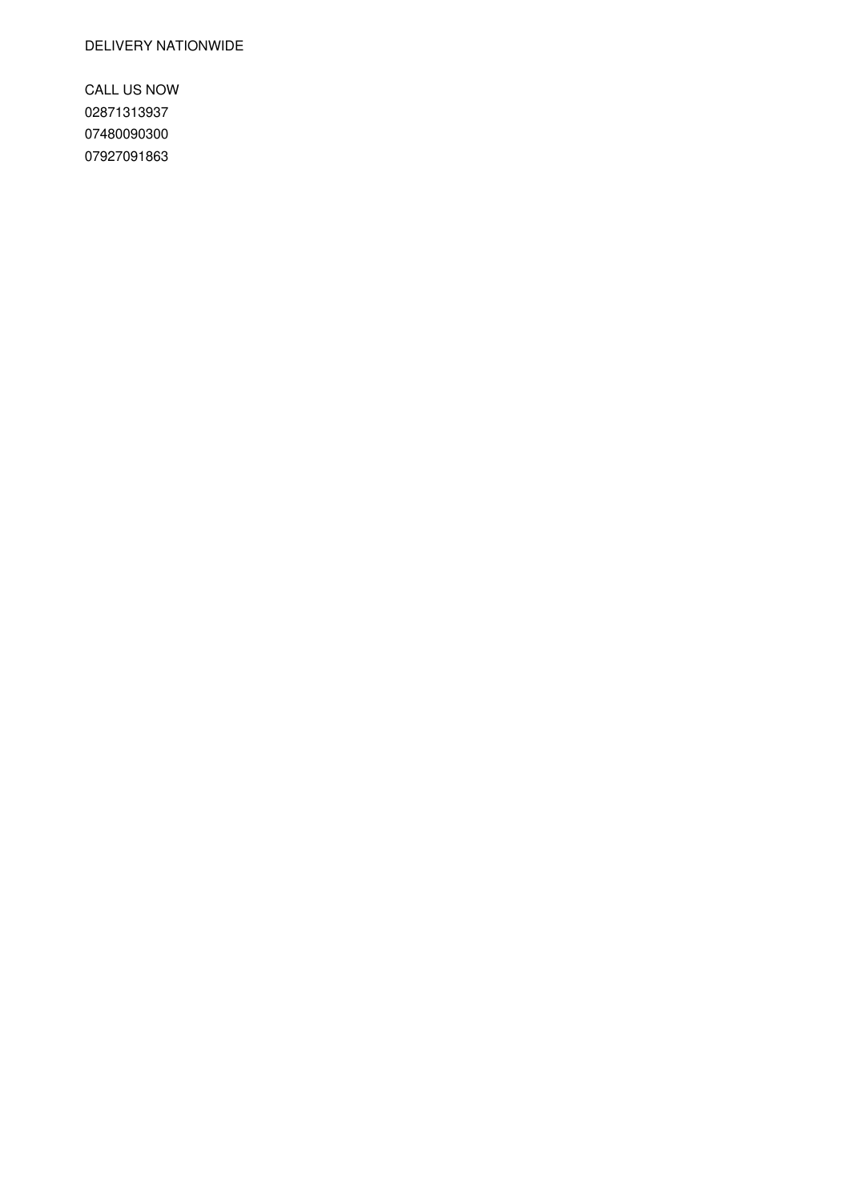DELIVERY NATIONWIDE

CALL US NOW
02871313937
07480090300
07927091863